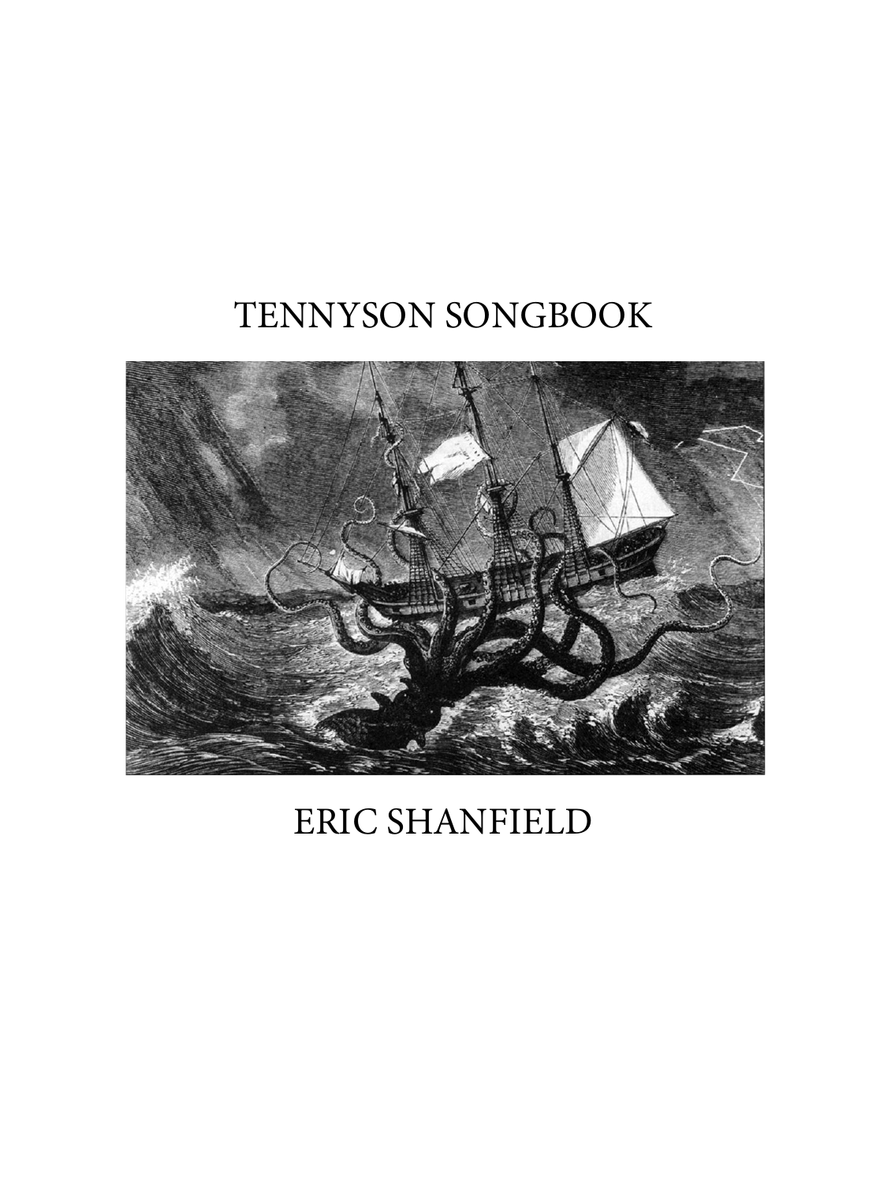# TENNYSON SONGBOOK

ERIC SHANFIELD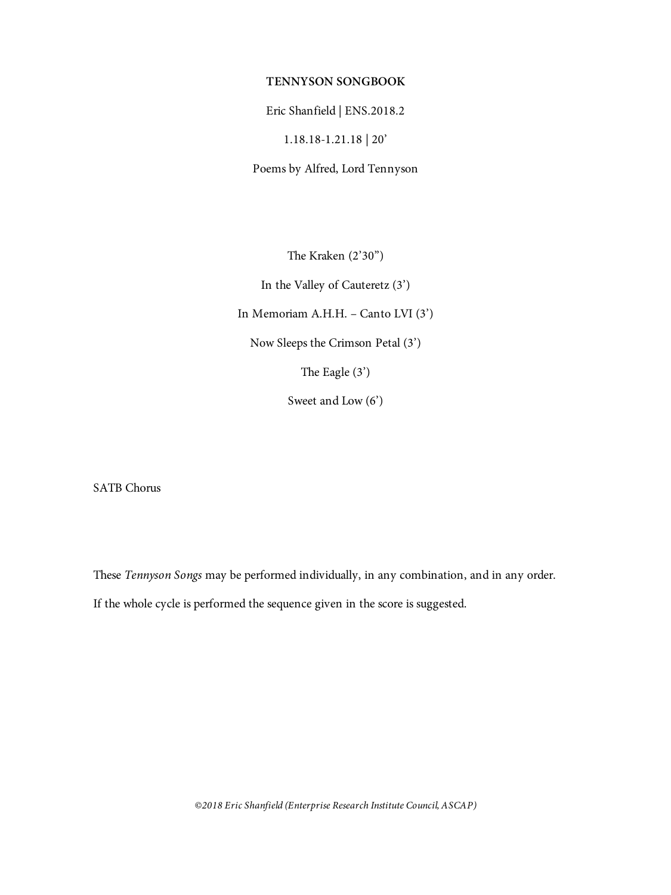# TENNYSON SONGBOOK

Eric Shanfield | ENS.2018.2

1.18.18-1.21.18 | 20'

Poems by Alfred, Lord Tennyson

The Kraken (2'30")

In the Valley of Cauteretz (3')

In Memoriam A.H.H. – Canto LVI (3')

Now Sleeps the Crimson Petal (3')

The Eagle (3')

Sweet and Low (6')

SATB Chorus

These *Tennyson Songs* may be performed individually, in any combination, and in any order.

If the whole cycle is performed the sequence given in the score is suggested.

*©2018 Eric Shanfield (Enterprise Research Institute Council, ASCAP)*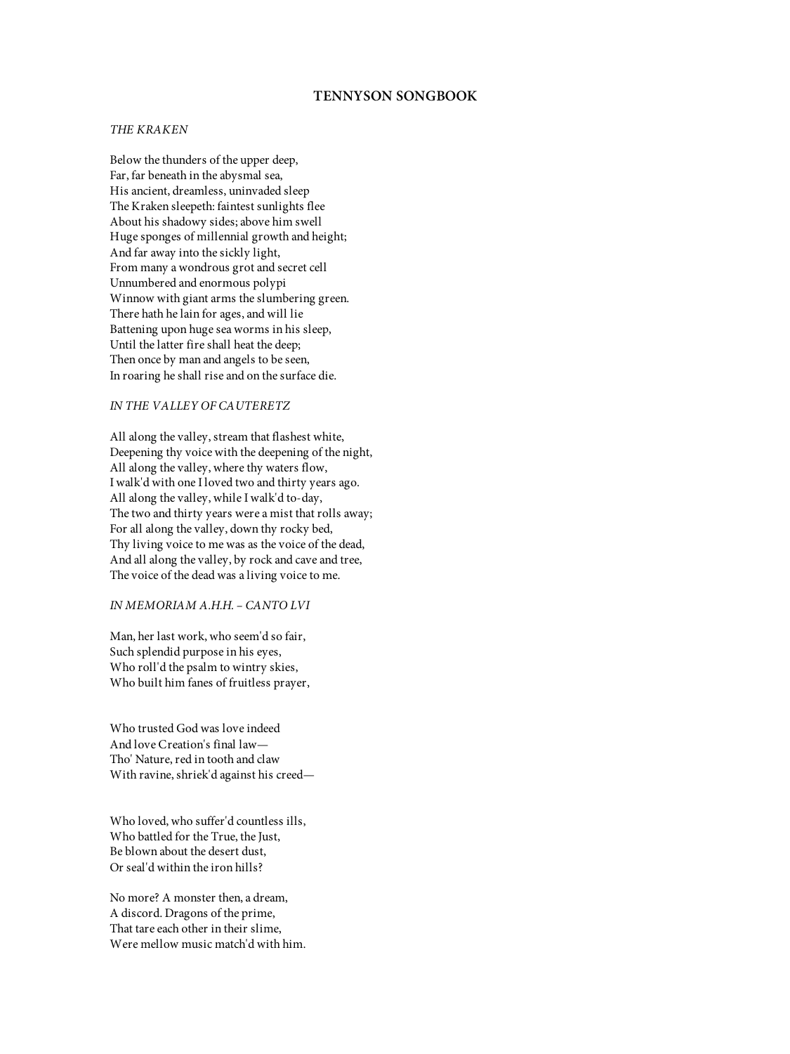## TENNYSON SONGBOOK

### *THE KRAKEN*

Below the thunders of the upper deep,  
Far, far beneath in the abysmal sea,  
His ancient, dreamless, uninvaded sleep  
The Kraken sleepeth: faintest sunlights flee  
About his shadowy sides; above him swell  
Huge sponges of millennial growth and height;  
And far away into the sickly light,  
From many a wondrous grot and secret cell  
Unnumbered and enormous polypi  
Winnow with giant arms the slumbering green.  
There hath he lain for ages, and will lie  
Battening upon huge sea worms in his sleep,  
Until the latter fire shall heat the deep;  
Then once by man and angels to be seen,  
In roaring he shall rise and on the surface die.

### *IN THE VALLEY OF CAUTERETZ*

All along the valley, stream that flashest white,  
Deepening thy voice with the deepening of the night,  
All along the valley, where thy waters flow,  
I walk'd with one I loved two and thirty years ago.  
All along the valley, while I walk'd to-day,  
The two and thirty years were a mist that rolls away;  
For all along the valley, down thy rocky bed,  
Thy living voice to me was as the voice of the dead,  
And all along the valley, by rock and cave and tree,  
The voice of the dead was a living voice to me.

### *IN MEMORIAM A.H.H. – CANTO LVI*

Man, her last work, who seem'd so fair,  
Such splendid purpose in his eyes,  
Who roll'd the psalm to wintry skies,  
Who built him fanes of fruitless prayer,

Who trusted God was love indeed  
And love Creation's final law—  
Tho' Nature, red in tooth and claw  
With ravine, shriek'd against his creed—

Who loved, who suffer'd countless ills,  
Who battled for the True, the Just,  
Be blown about the desert dust,  
Or seal'd within the iron hills?

No more? A monster then, a dream,  
A discord. Dragons of the prime,  
That tare each other in their slime,  
Were mellow music match'd with him.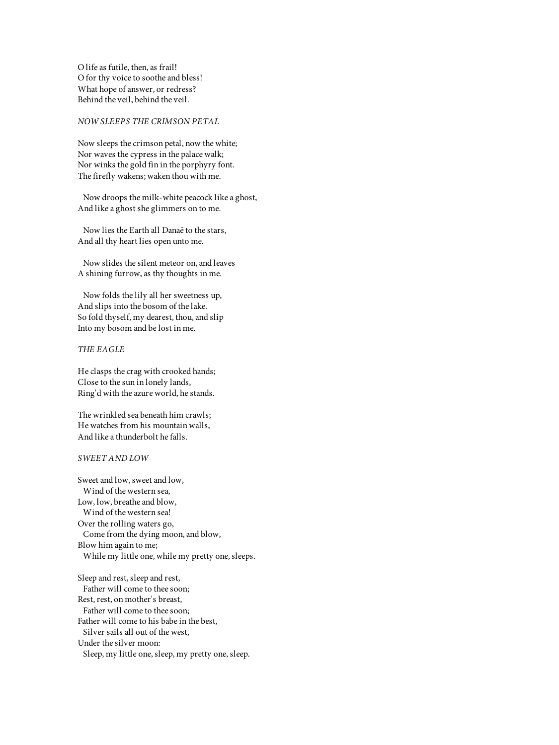O life as futile, then, as frail!
O for thy voice to soothe and bless!
What hope of answer, or redress?
Behind the veil, behind the veil.

*NOW SLEEPS THE CRIMSON PETAL*

Now sleeps the crimson petal, now the white;
Nor waves the cypress in the palace walk;
Nor winks the gold fin in the porphyry font.
The firefly wakens; waken thou with me.

Now droops the milk-white peacock like a ghost,
And like a ghost she glimmers on to me.

Now lies the Earth all Danaë to the stars,
And all thy heart lies open unto me.

Now slides the silent meteor on, and leaves
A shining furrow, as thy thoughts in me.

Now folds the lily all her sweetness up,
And slips into the bosom of the lake.
So fold thyself, my dearest, thou, and slip
Into my bosom and be lost in me.

*THE EAGLE*

He clasps the crag with crooked hands;
Close to the sun in lonely lands,
Ring'd with the azure world, he stands.

The wrinkled sea beneath him crawls;
He watches from his mountain walls,
And like a thunderbolt he falls.

*SWEET AND LOW*

Sweet and low, sweet and low,
Wind of the western sea,
Low, low, breathe and blow,
Wind of the western sea!
Over the rolling waters go,
Come from the dying moon, and blow,
Blow him again to me;
While my little one, while my pretty one, sleeps.

Sleep and rest, sleep and rest,
Father will come to thee soon;
Rest, rest, on mother's breast,
Father will come to thee soon;
Father will come to his babe in the best,
Silver sails all out of the west,
Under the silver moon:
Sleep, my little one, sleep, my pretty one, sleep.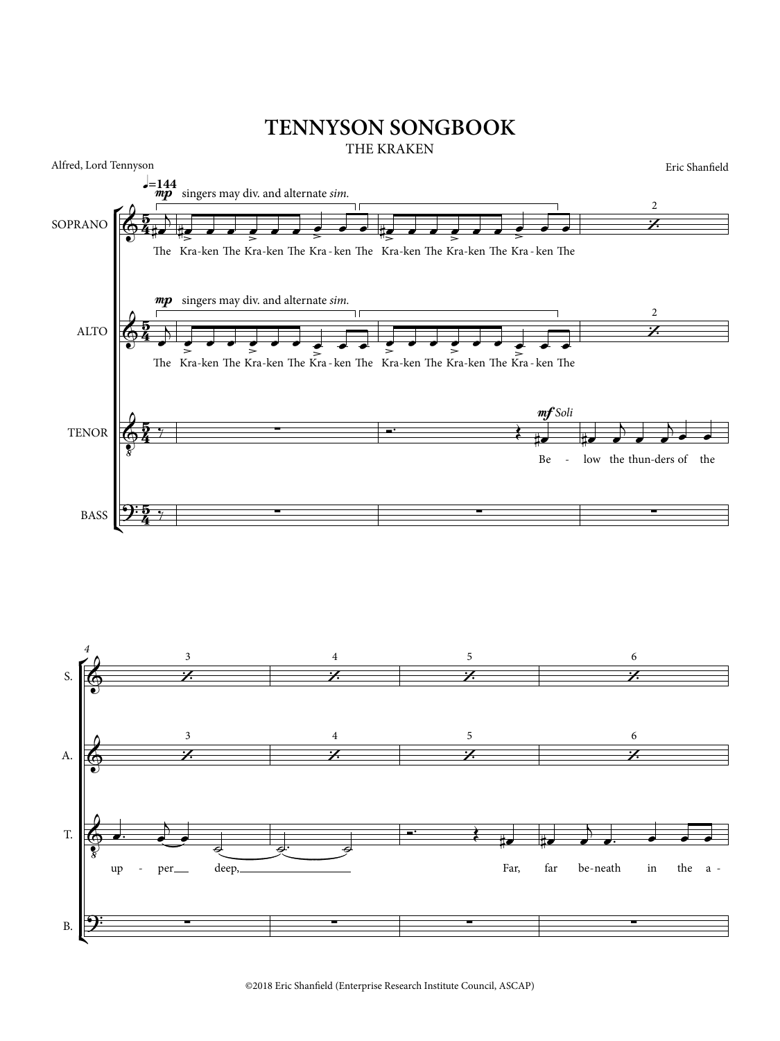# TENNYSON SONGBOOK

## THE KRAKEN

Alfred, Lord Tennyson

Eric Shanfield

♩=144

SOPRANO — *mp* singers may div. and alternate *sim.*

The Kra-ken The Kra-ken The Kra-ken The Kra-ken The Kra-ken The Kra-ken The

ALTO — *mp* singers may div. and alternate *sim.*

The Kra-ken The Kra-ken The Kra-ken The Kra-ken The Kra-ken The Kra-ken The

TENOR — *mf Soli*

Be - low the thun-ders of the up - per deep, Far, far be-neath in the a -

BASS

©2018 Eric Shanfield (Enterprise Research Institute Council, ASCAP)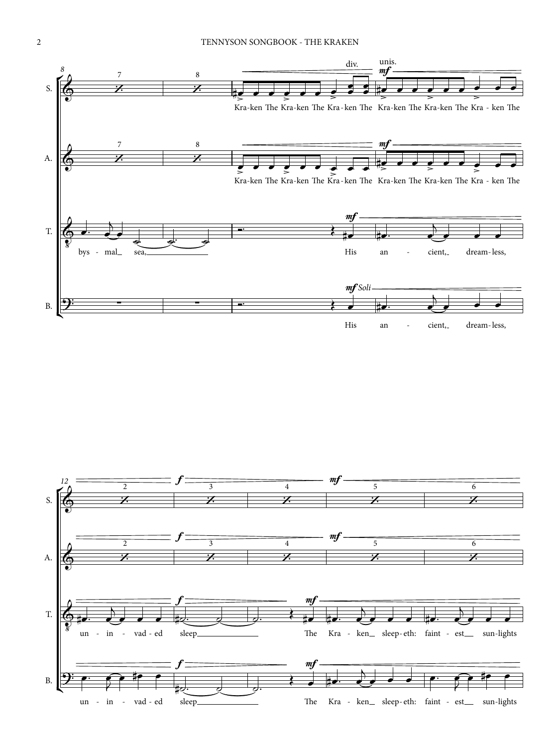S. Kra-ken The Kra-ken The Kra-ken The Kra-ken The Kra-ken The Kra - ken The

A. Kra-ken The Kra-ken The Kra-ken The Kra-ken The Kra-ken The Kra - ken The

T. bys - mal sea, His an - cient, dream-less,

B. His an - cient, dream-less,

T. un - in - vad - ed sleep The Kra - ken sleep-eth: faint - est sun-lights

B. un - in - vad - ed sleep The Kra - ken sleep-eth: faint - est sun-lights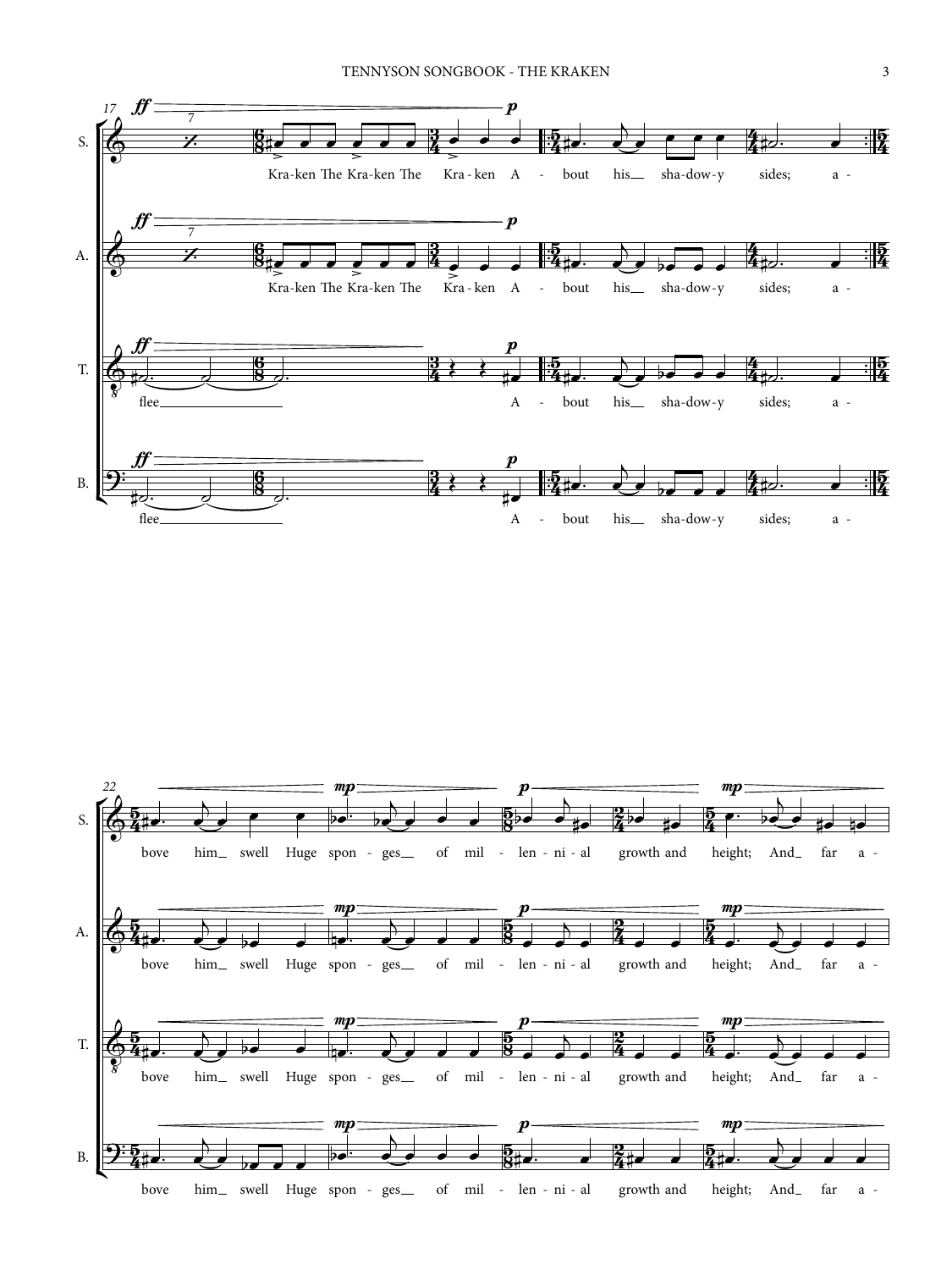**S.** Kra-ken The Kra-ken The Kra-ken A - bout his sha-dow-y sides; a -

**A.** Kra-ken The Kra-ken The Kra-ken A - bout his sha-dow-y sides; a -

**T.** flee A - bout his sha-dow-y sides; a -

**B.** flee A - bout his sha-dow-y sides; a -

**S.** bove him swell Huge spon - ges of mil - len - ni - al growth and height; And far a -

**A.** bove him swell Huge spon - ges of mil - len - ni - al growth and height; And far a -

**T.** bove him swell Huge spon - ges of mil - len - ni - al growth and height; And far a -

**B.** bove him swell Huge spon - ges of mil - len - ni - al growth and height; And far a -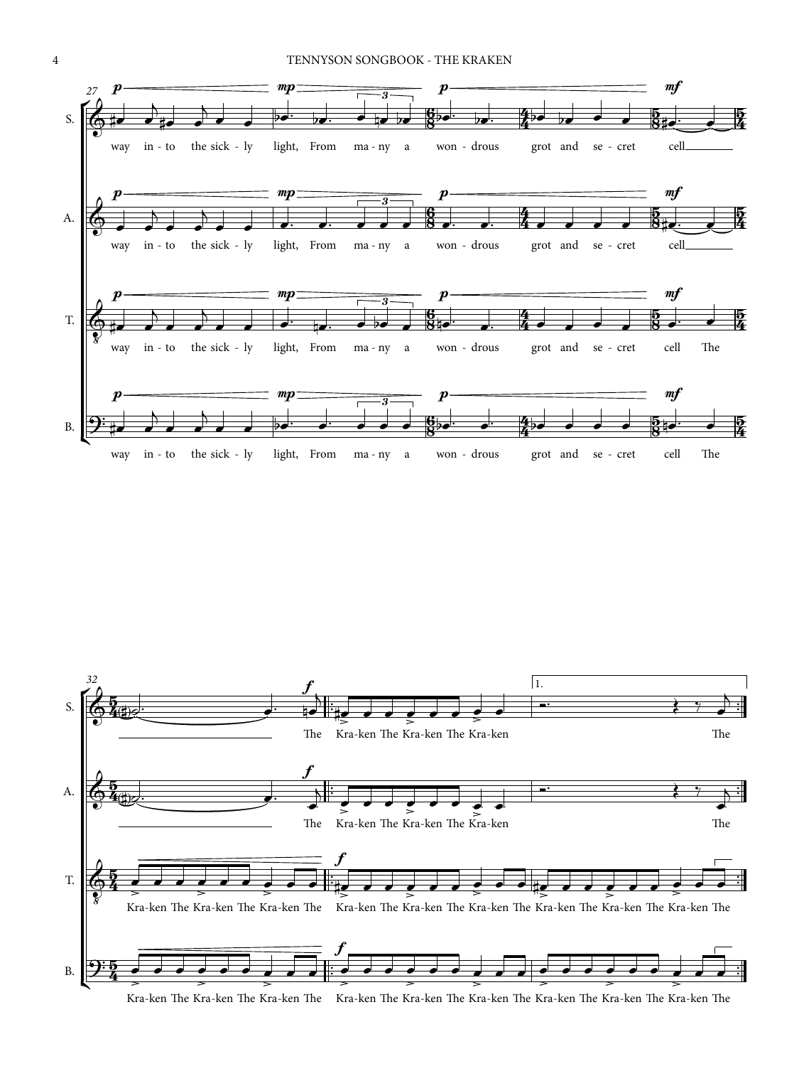27

S. way in - to the sick - ly light, From ma - ny a won - drous grot and se - cret cell

A. way in - to the sick - ly light, From ma - ny a won - drous grot and se - cret cell

T. way in - to the sick - ly light, From ma - ny a won - drous grot and se - cret cell The

B. way in - to the sick - ly light, From ma - ny a won - drous grot and se - cret cell The

32

S. The Kra-ken The Kra-ken The Kra-ken The

A. The Kra-ken The Kra-ken The Kra-ken The

T. Kra-ken The Kra-ken The Kra-ken The Kra-ken The Kra-ken The Kra-ken The Kra-ken The Kra-ken The Kra-ken The

B. Kra-ken The Kra-ken The Kra-ken The Kra-ken The Kra-ken The Kra-ken The Kra-ken The Kra-ken The Kra-ken The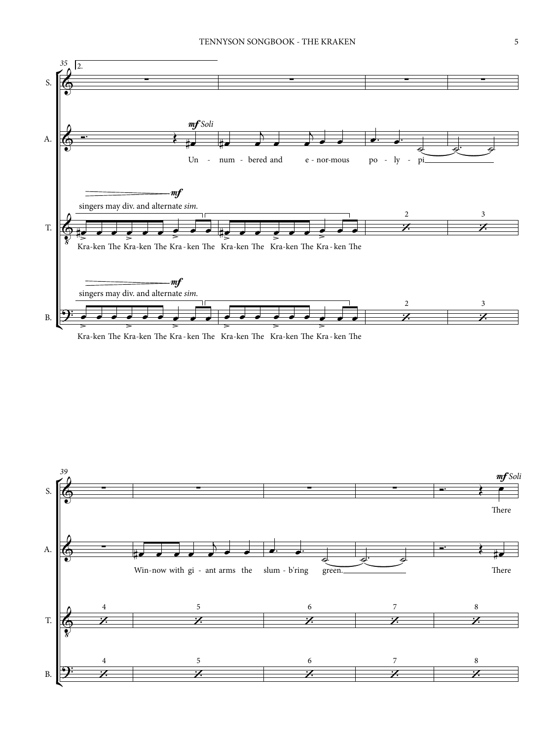35 — 2.

**S.** (rests)

**A.** *mf Soli*
Un - num - bered and e - nor-mous po - ly - pi

**T.** *mf*
singers may div. and alternate *sim.*
Kra-ken The Kra-ken The Kra - ken The Kra-ken The Kra-ken The Kra - ken The
2 3

**B.** *mf*
singers may div. and alternate *sim.*
Kra-ken The Kra-ken The Kra - ken The Kra-ken The Kra-ken The Kra - ken The
2 3

39

**S.** *mf Soli*
There

**A.**
Win-now with gi - ant arms the slum - b'ring green.
There

**T.**
4 5 6 7 8

**B.**
4 5 6 7 8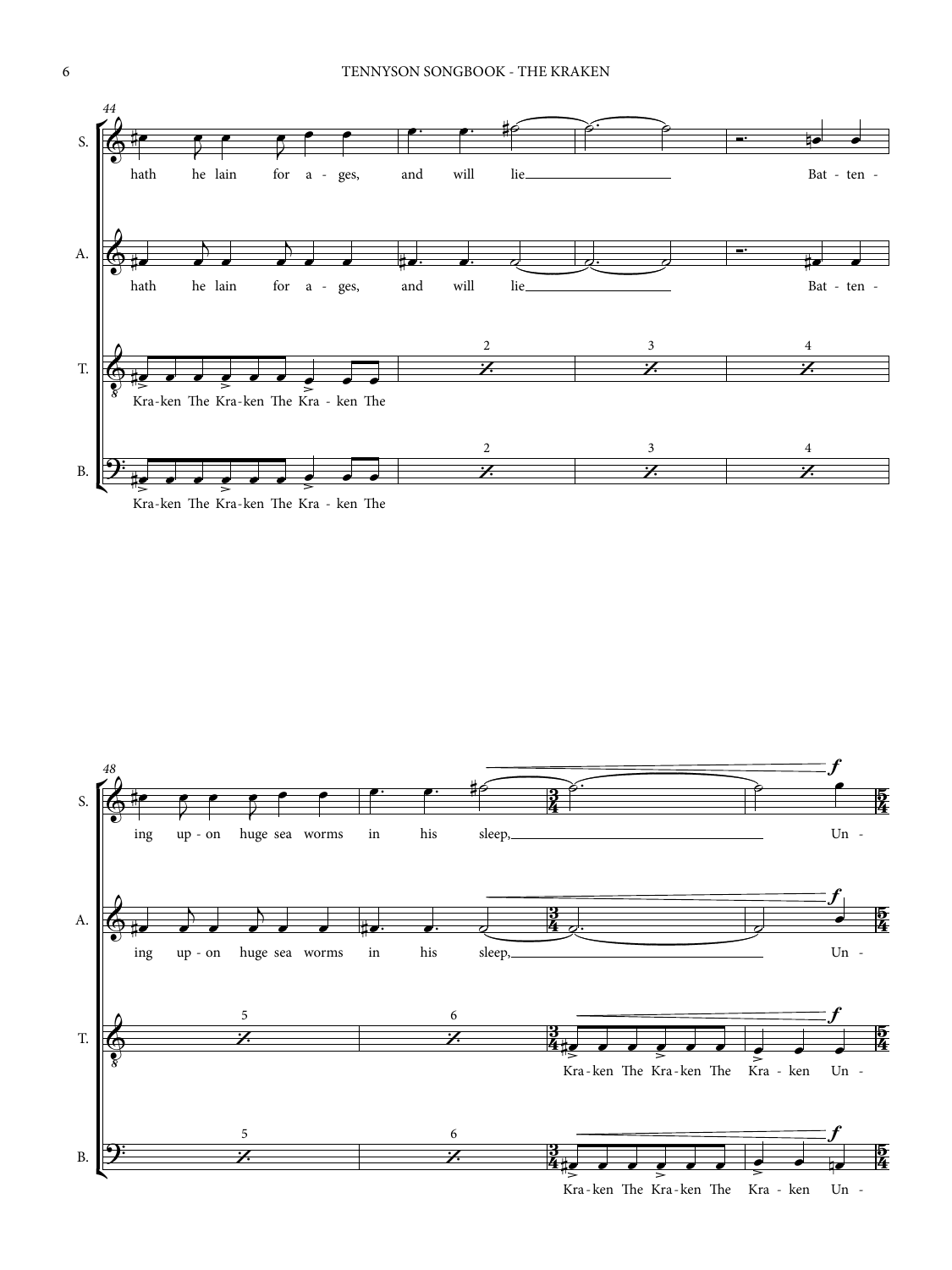**S.** hath he lain for a - ges, and will lie Bat - ten - ing up - on huge sea worms in his sleep, Un -

**A.** hath he lain for a - ges, and will lie Bat - ten - ing up - on huge sea worms in his sleep, Un -

**T.** Kra-ken The Kra-ken The Kra - ken The Kra-ken The Kra-ken The Kra - ken Un -

**B.** Kra-ken The Kra-ken The Kra - ken The Kra-ken The Kra-ken The Kra - ken Un -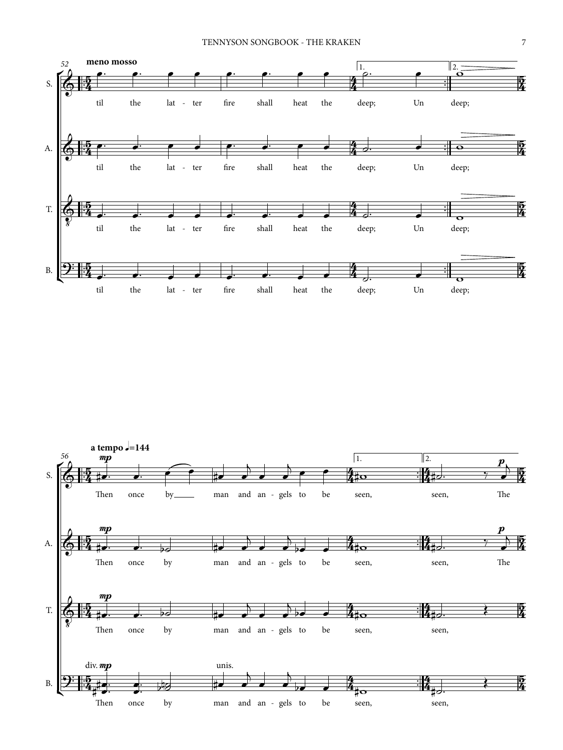**meno mosso**

S. til the lat - ter fire shall heat the deep; Un deep;

A. til the lat - ter fire shall heat the deep; Un deep;

T. til the lat - ter fire shall heat the deep; Un deep;

B. til the lat - ter fire shall heat the deep; Un deep;

**a tempo ♩=144**

S. *mp* Then once by man and an - gels to be seen, seen, *p* The

A. *mp* Then once by man and an - gels to be seen, seen, *p* The

T. *mp* Then once by man and an - gels to be seen, seen,

B. div. *mp* Then once by unis. man and an - gels to be seen, seen,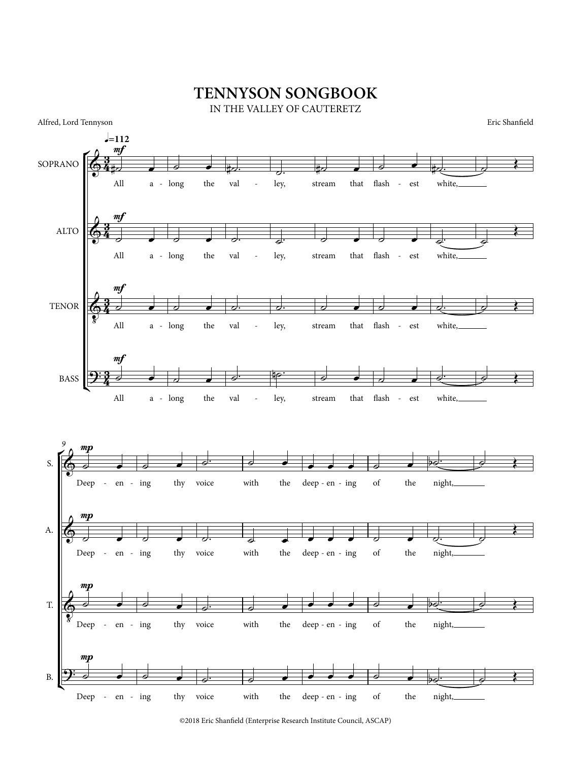# TENNYSON SONGBOOK

IN THE VALLEY OF CAUTERETZ

Alfred, Lord Tennyson

Eric Shanfield

©2018 Eric Shanfield (Enterprise Research Institute Council, ASCAP)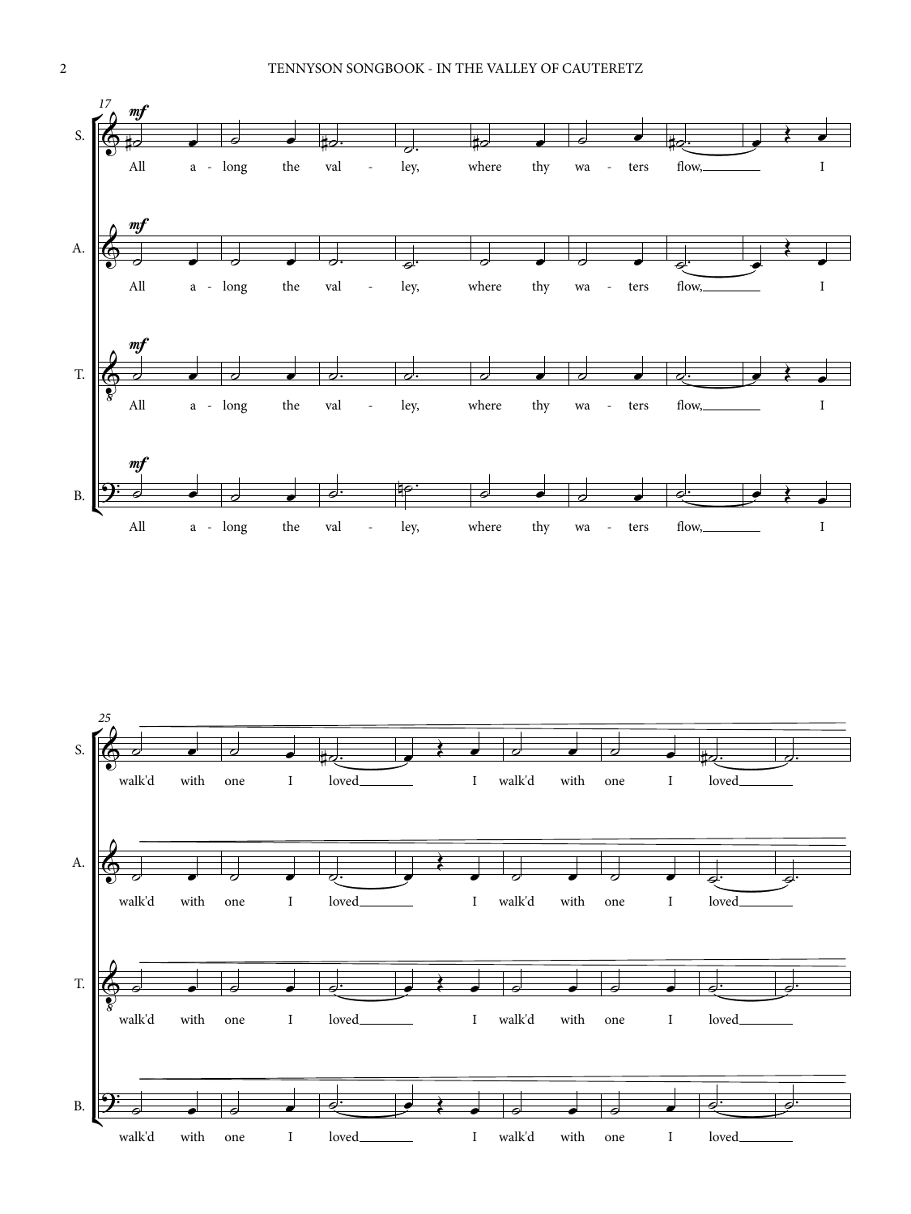17

S. *mf* All a - long the val - ley, where thy wa - ters flow, I

A. *mf* All a - long the val - ley, where thy wa - ters flow, I

T. *mf* All a - long the val - ley, where thy wa - ters flow, I

B. *mf* All a - long the val - ley, where thy wa - ters flow, I

25

S. walk'd with one I loved I walk'd with one I loved

A. walk'd with one I loved I walk'd with one I loved

T. walk'd with one I loved I walk'd with one I loved

B. walk'd with one I loved I walk'd with one I loved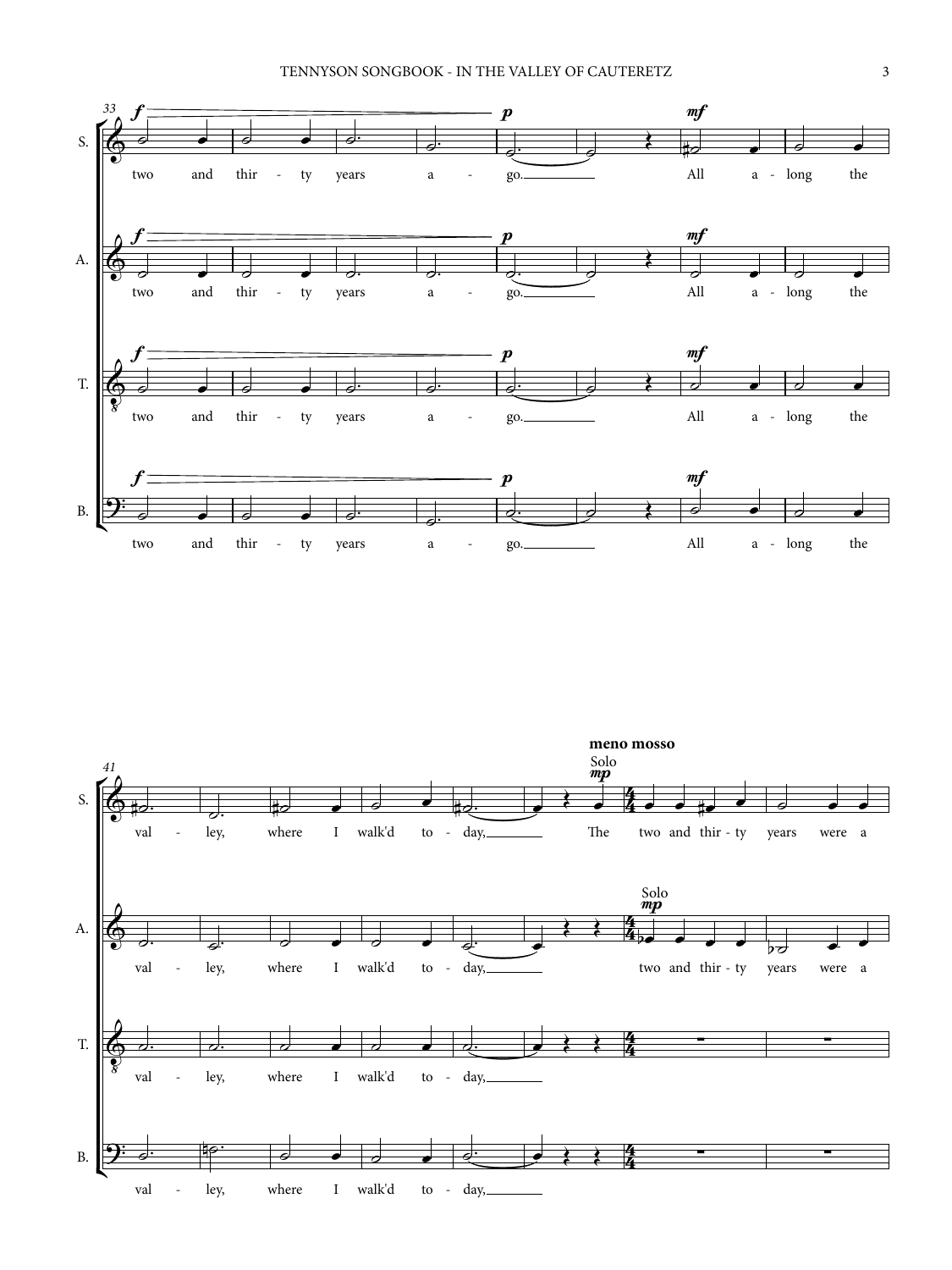two and thir - ty years a - go. All a - long the

val - ley, where I walk'd to - day,

**meno mosso**

Solo *mp*

The two and thir - ty years were a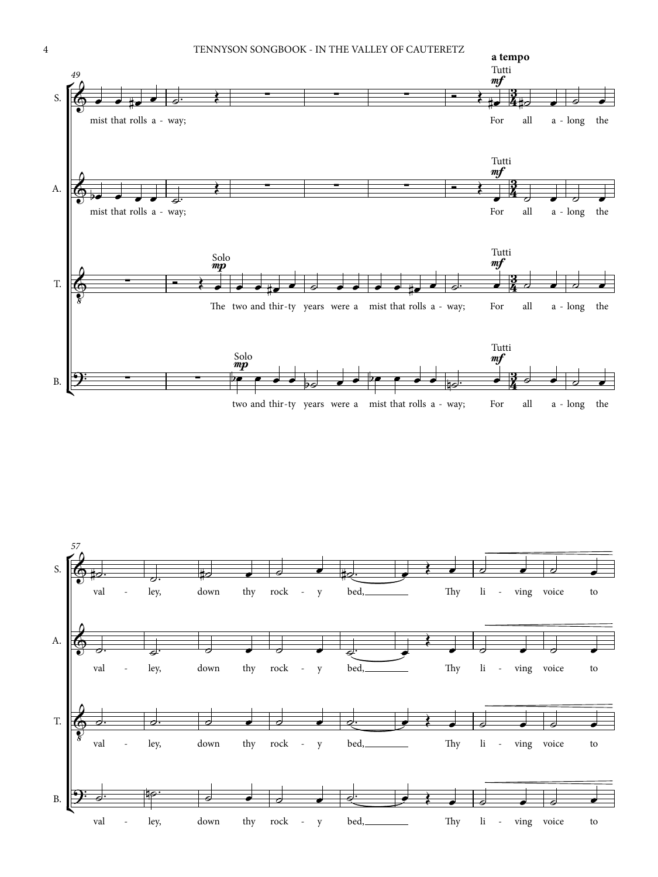**a tempo**

Tutti *mf*

S.: mist that rolls a - way; For all a - long the

A.: mist that rolls a - way; For all a - long the

T.: Solo *mp* The two and thir - ty years were a mist that rolls a - way; Tutti *mf* For all a - long the

B.: Solo *mp* two and thir - ty years were a mist that rolls a - way; Tutti *mf* For all a - long the

S.: val - ley, down thy rock - y bed, Thy li - ving voice to

A.: val - ley, down thy rock - y bed, Thy li - ving voice to

T.: val - ley, down thy rock - y bed, Thy li - ving voice to

B.: val - ley, down thy rock - y bed, Thy li - ving voice to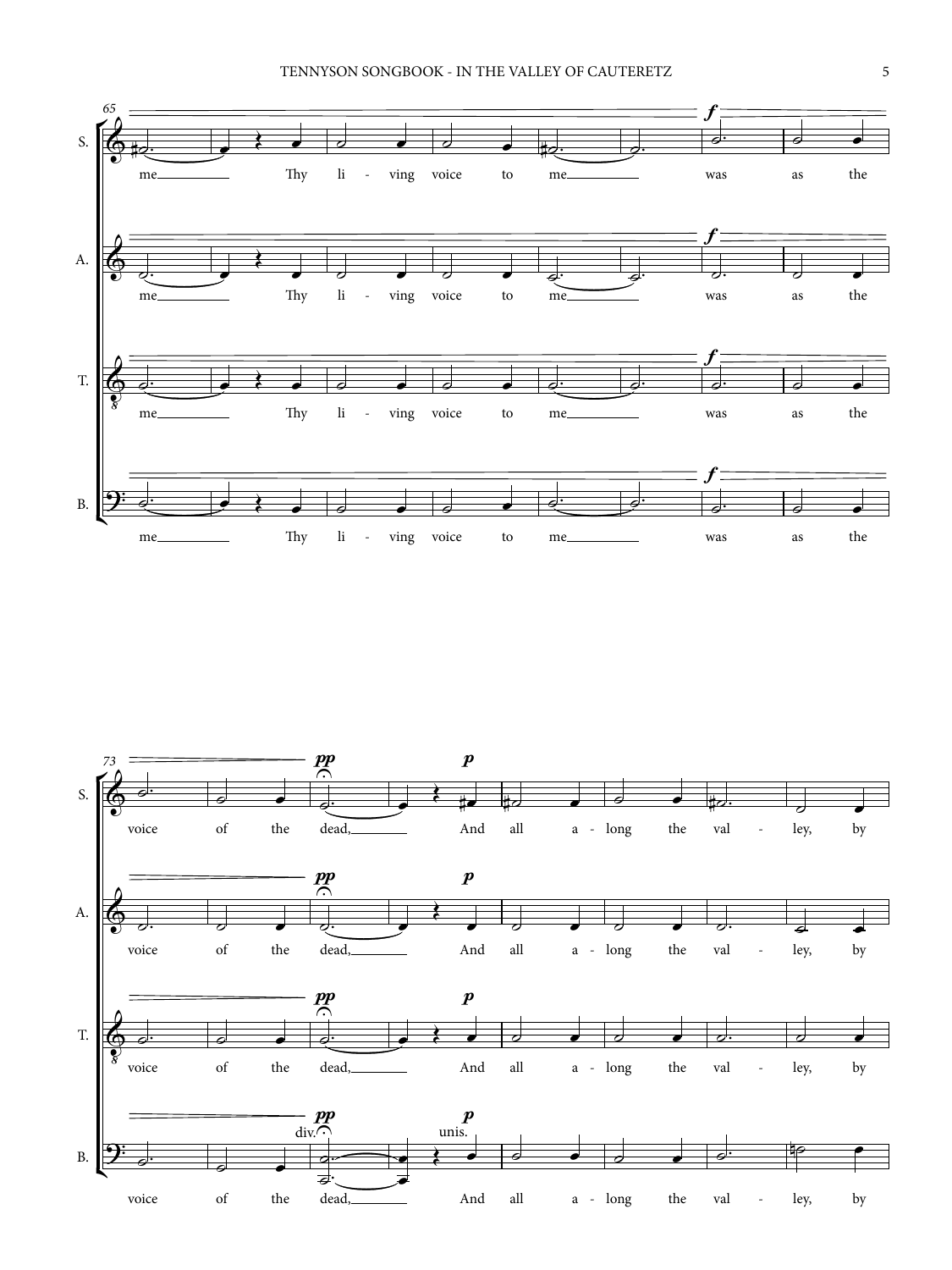65

S. A. T. B.

*f*

me Thy li - ving voice to me was as the

73

*pp* *p*

div. unis.

voice of the dead, And all a - long the val - ley, by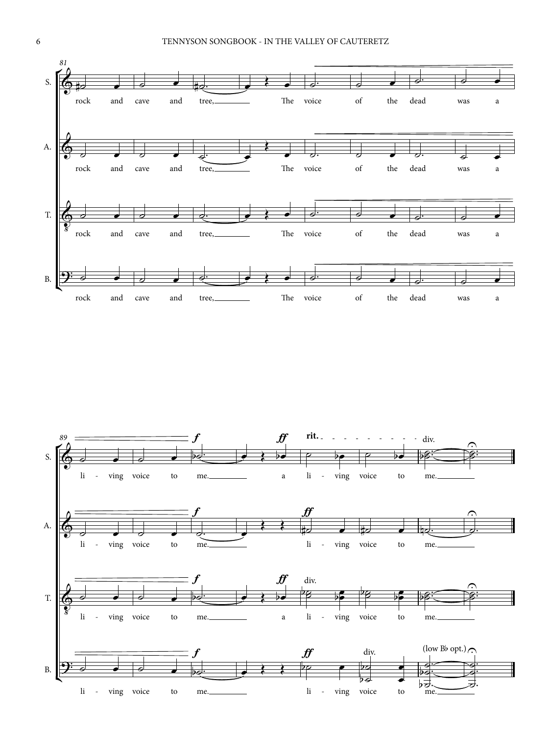81

S. rock and cave and tree, The voice of the dead was a

A. rock and cave and tree, The voice of the dead was a

T. rock and cave and tree, The voice of the dead was a

B. rock and cave and tree, The voice of the dead was a

89

*f* *ff* **rit.** div.

S. li - ving voice to me. a li - ving voice to me.

A. li - ving voice to me. li - ving voice to me.

T. li - ving voice to me. a li - ving voice to me.

B. li - ving voice to me. li - ving voice to me.

(low B♭ opt.)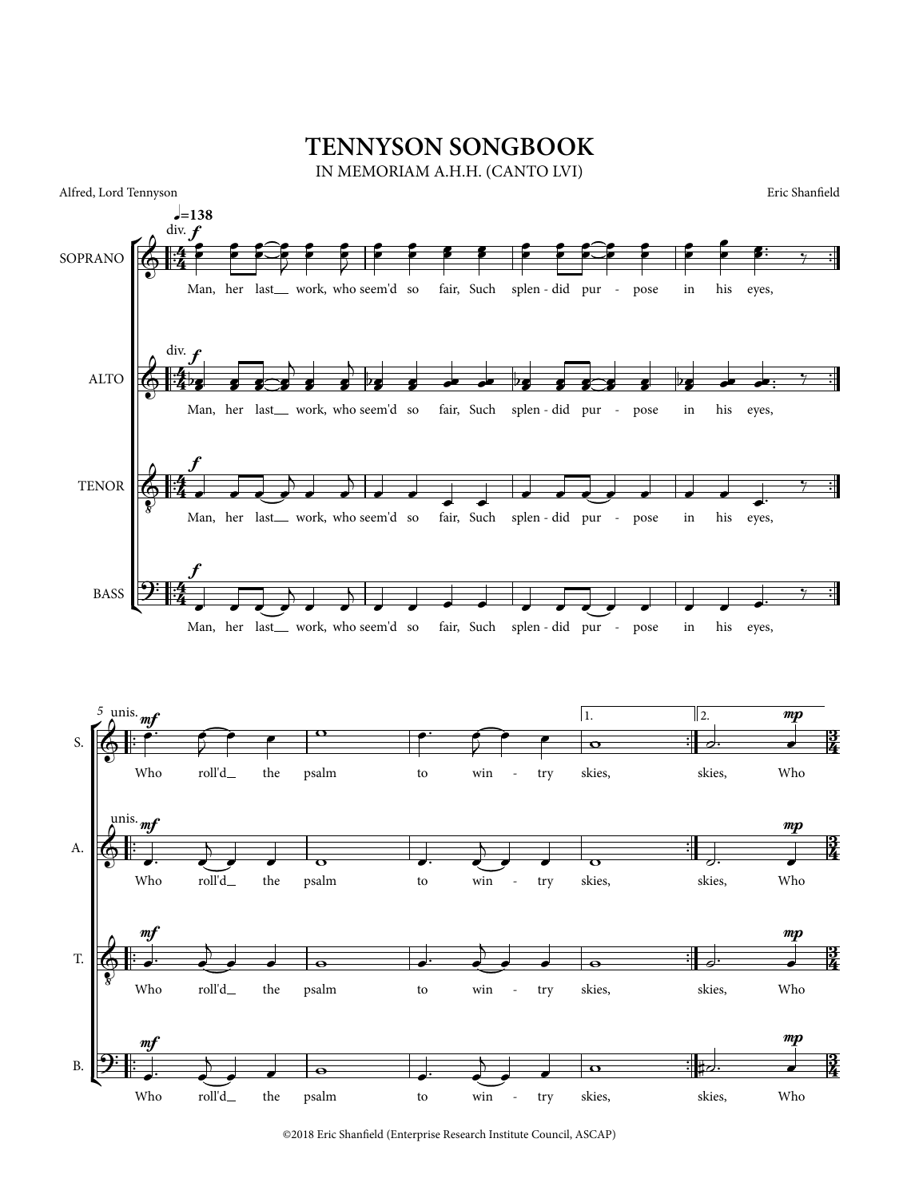# TENNYSON SONGBOOK

IN MEMORIAM A.H.H. (CANTO LVI)

Alfred, Lord Tennyson

Eric Shanfield

♩=138

SOPRANO / ALTO / TENOR / BASS

Man, her last work, who seem'd so fair, Such splen - did pur - pose in his eyes,

Who roll'd the psalm to win - try skies, skies, Who

©2018 Eric Shanfield (Enterprise Research Institute Council, ASCAP)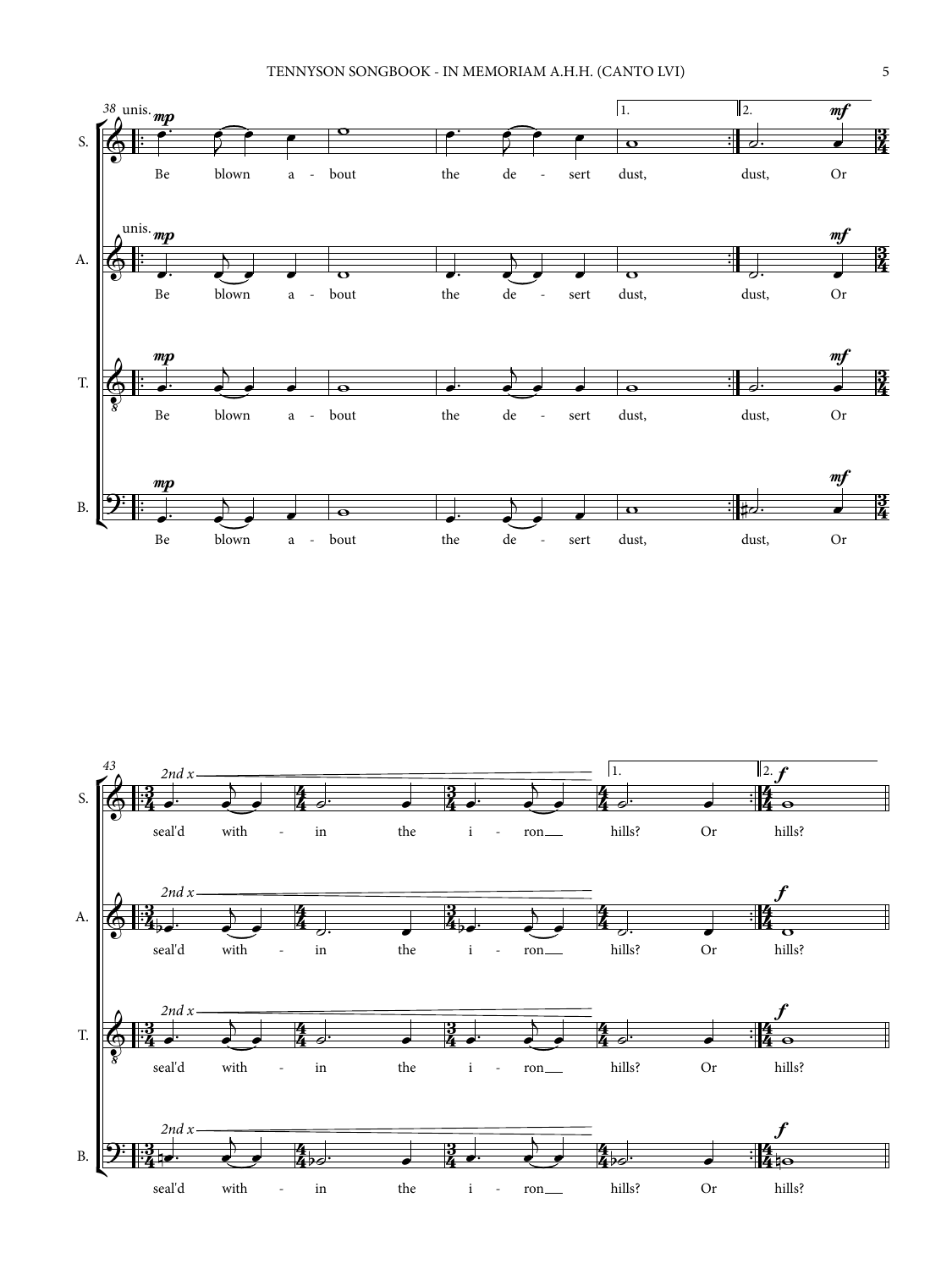38 unis. *mp*

S. Be blown a - bout the de - sert dust, | 1. | 2. *mf* dust, Or

A. unis. *mp* Be blown a - bout the de - sert dust, | dust, *mf* Or

T. *mp* Be blown a - bout the de - sert dust, | dust, *mf* Or

B. *mp* Be blown a - bout the de - sert dust, | dust, *mf* Or

43 *2nd x*

S. seal'd with - in the i - ron hills? Or | 1. | 2. *f* hills?

A. *2nd x* seal'd with - in the i - ron hills? Or | *f* hills?

T. *2nd x* seal'd with - in the i - ron hills? Or | *f* hills?

B. *2nd x* seal'd with - in the i - ron hills? Or | *f* hills?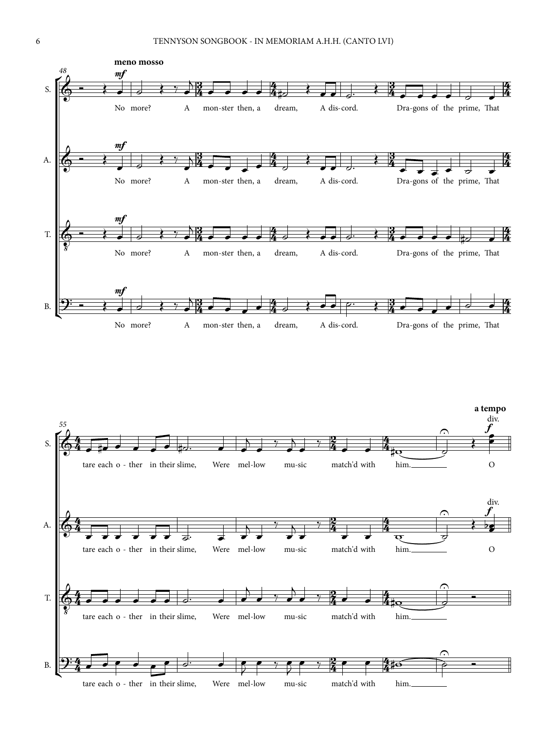**meno mosso**

No more? A monster then, a dream, A discord. Dragons of the prime, That tare each other in their slime, Were mellow music match'd with him.

**a tempo**

div.

O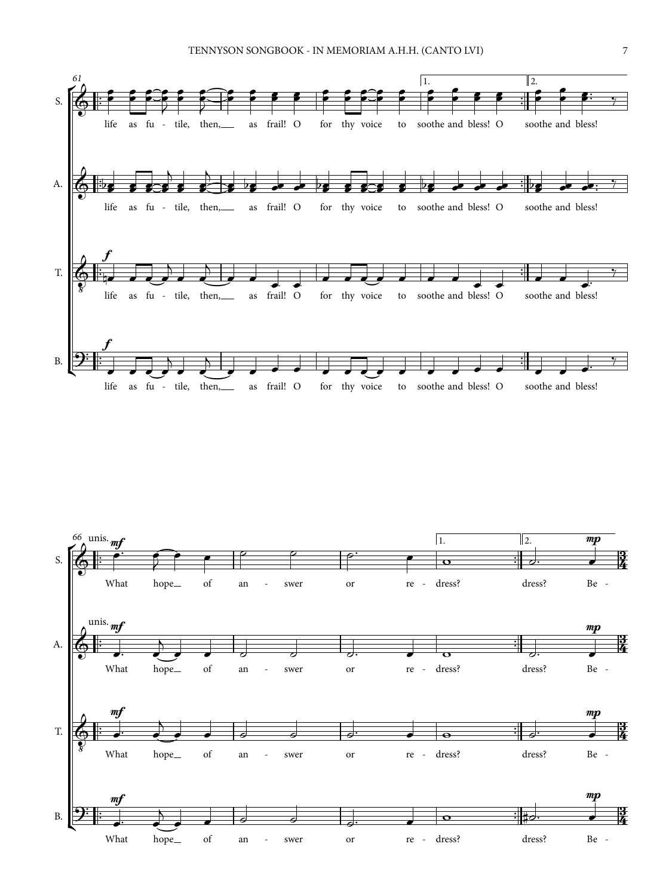life as fu - tile, then, as frail! O for thy voice to soothe and bless! O soothe and bless!

What hope of an - swer or re - dress? dress? Be -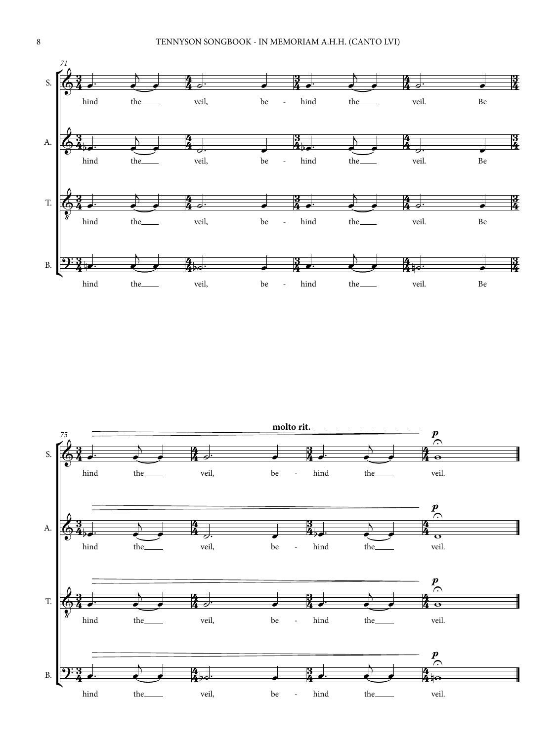71

S. hind the veil, be - hind the veil. Be

A. hind the veil, be - hind the veil. Be

T. hind the veil, be - hind the veil. Be

B. hind the veil, be - hind the veil. Be

75

**molto rit.**

*p*

S. hind the veil, be - hind the veil.

A. hind the veil, be - hind the veil.

T. hind the veil, be - hind the veil.

B. hind the veil, be - hind the veil.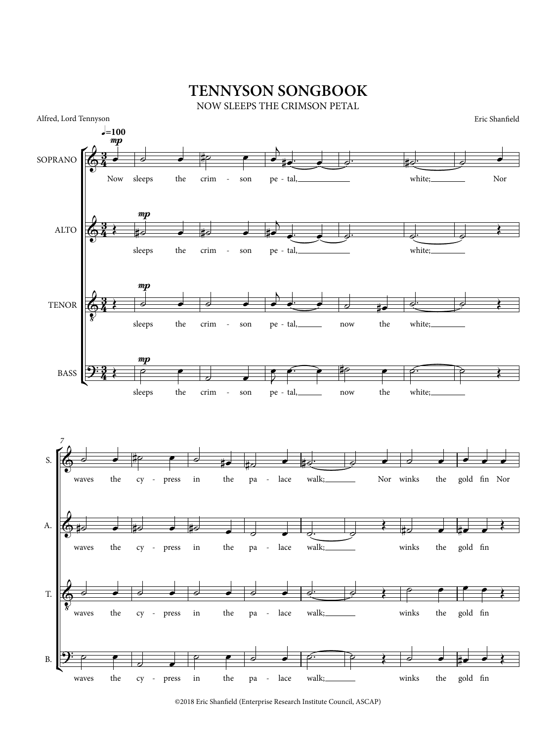# TENNYSON SONGBOOK

NOW SLEEPS THE CRIMSON PETAL

Alfred, Lord Tennyson

Eric Shanfield

©2018 Eric Shanfield (Enterprise Research Institute Council, ASCAP)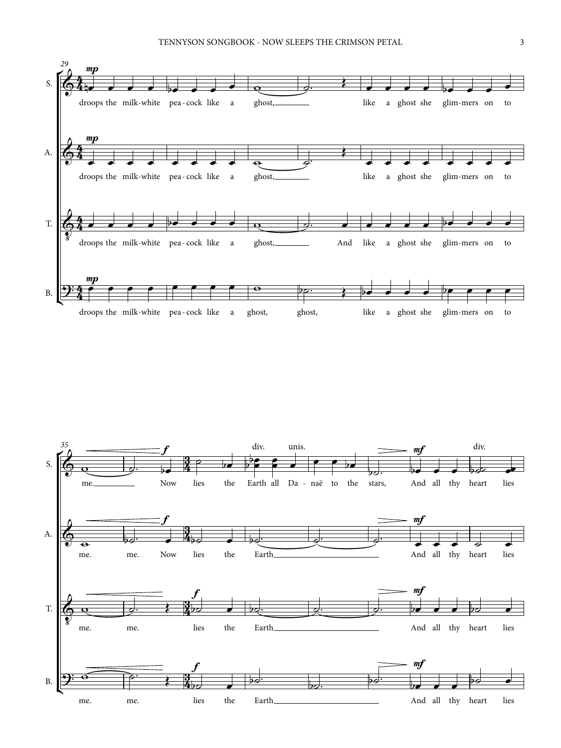29

S. *mp*
droops the milk-white pea - cock like a ghost, like a ghost she glim-mers on to

A. *mp*
droops the milk-white pea - cock like a ghost, like a ghost she glim-mers on to

T.
droops the milk-white pea - cock like a ghost, And like a ghost she glim-mers on to

B. *mp*
droops the milk-white pea - cock like a ghost, ghost, like a ghost she glim-mers on to

35

S. *f* div. unis. *mf* div.
me. Now lies the Earth all Da - naë to the stars, And all thy heart lies

A. *f* *mf*
me. me. Now lies the Earth And all thy heart lies

T. *f* *mf*
me. me. lies the Earth And all thy heart lies

B. *f* *mf*
me. me. lies the Earth And all thy heart lies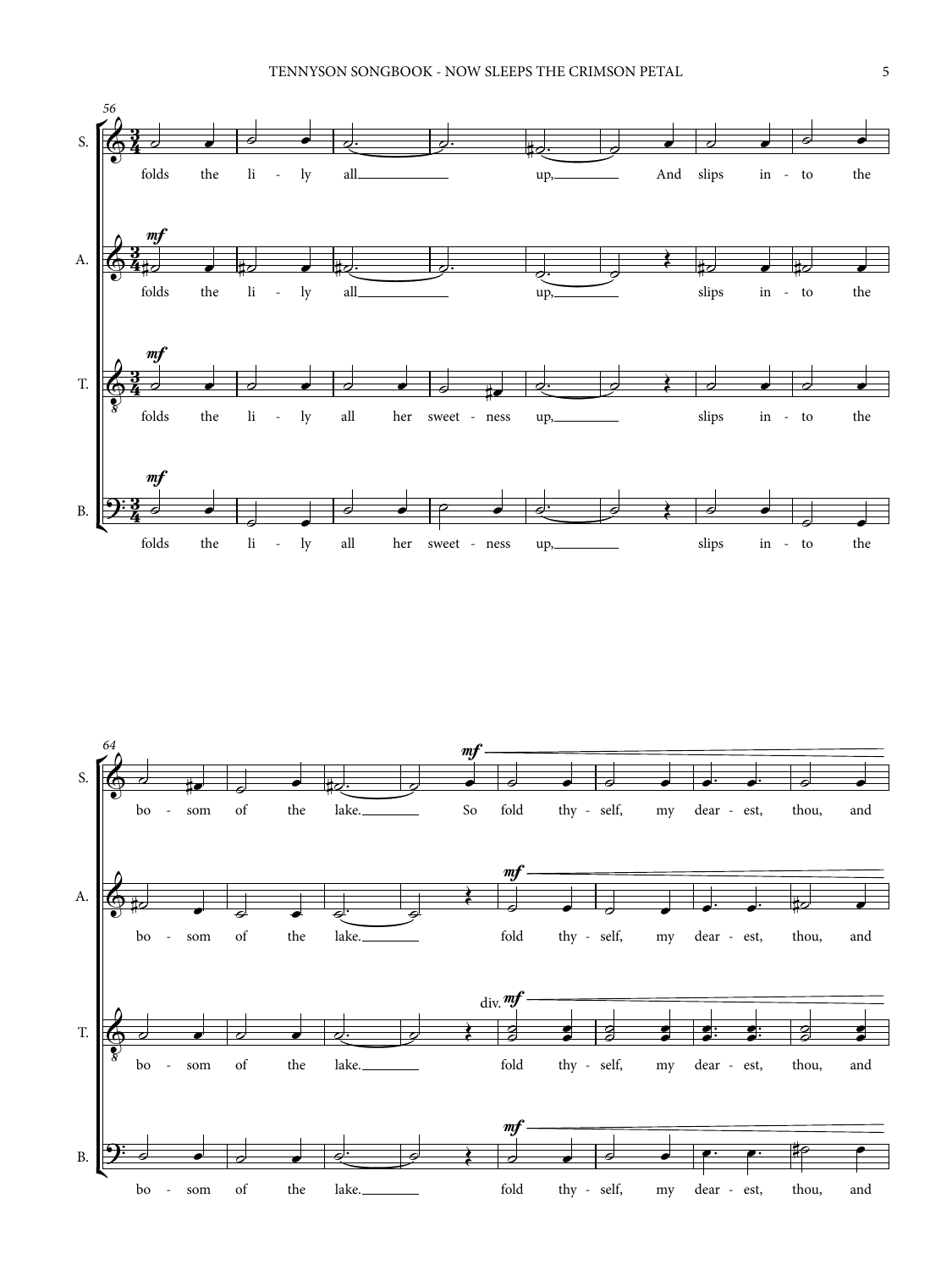S. folds the li - ly all up, And slips in - to the

A. *mf* folds the li - ly all up, slips in - to the

T. *mf* folds the li - ly all her sweet - ness up, slips in - to the

B. *mf* folds the li - ly all her sweet - ness up, slips in - to the

S. bo - som of the lake. *mf* So fold thy - self, my dear - est, thou, and

A. bo - som of the lake. *mf* fold thy - self, my dear - est, thou, and

T. bo - som of the lake. div. *mf* fold thy - self, my dear - est, thou, and

B. bo - som of the lake. *mf* fold thy - self, my dear - est, thou, and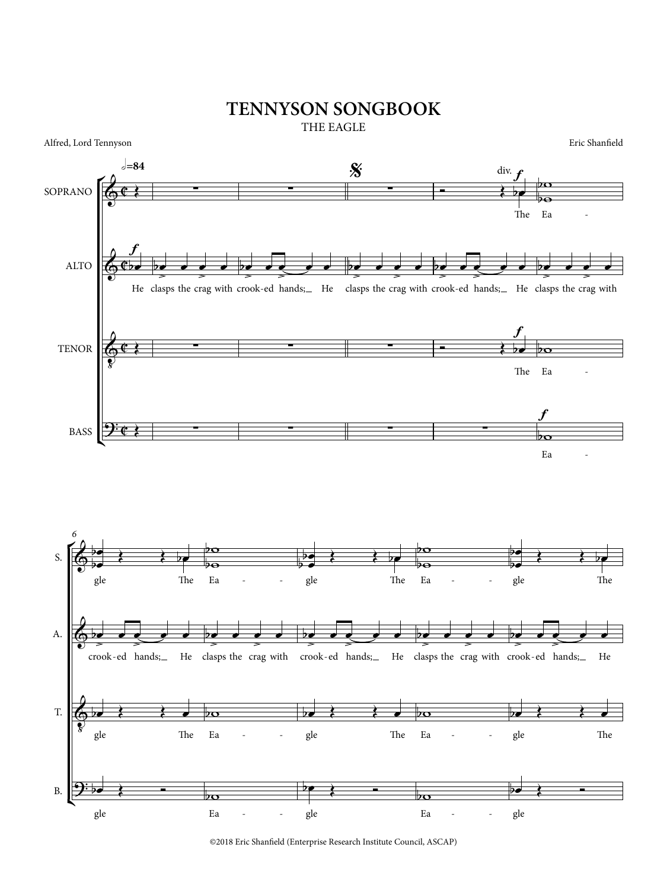# TENNYSON SONGBOOK

## THE EAGLE

Alfred, Lord Tennyson

Eric Shanfield

©2018 Eric Shanfield (Enterprise Research Institute Council, ASCAP)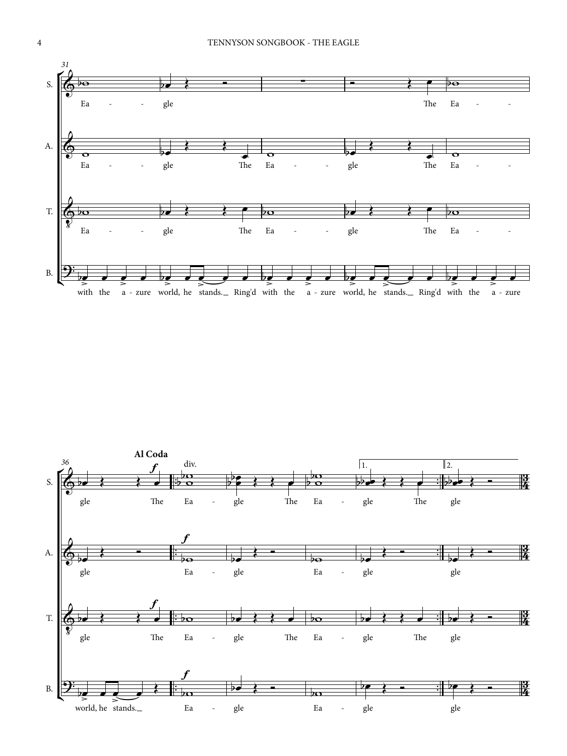**31**

S. Ea - - gle The Ea - - -

A. Ea - - gle The Ea - - gle The Ea - - -

T. Ea - - gle The Ea - - gle The Ea - - -

B. with the a - zure world, he stands. Ring'd with the a - zure world, he stands. Ring'd with the a - zure

**36**

**Al Coda**

S. gle The *f* div. Ea - gle The Ea - gle The 1. 2. gle

A. gle *f* Ea - gle Ea - gle gle

T. gle The *f* Ea - gle The Ea - gle The gle

B. world, he stands. *f* Ea - gle Ea - gle gle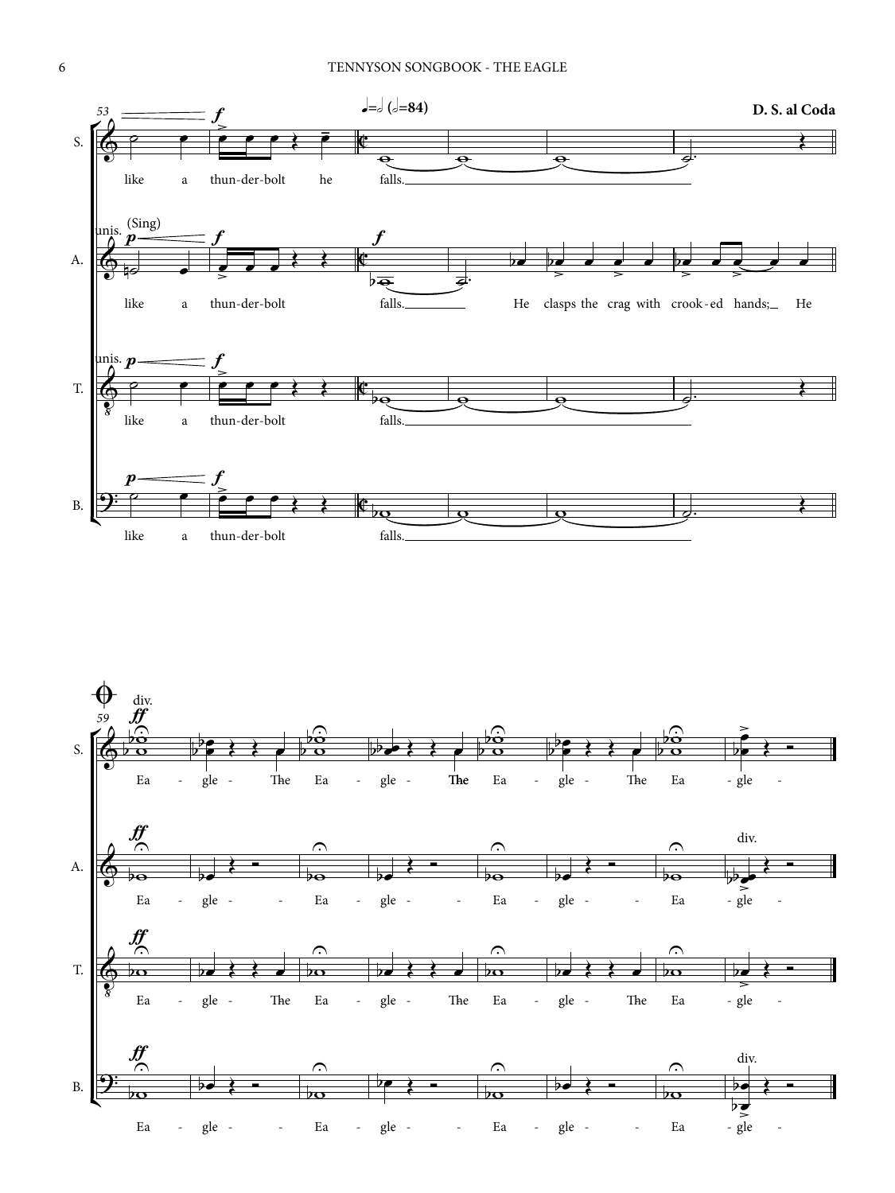53

**D. S. al Coda**

♩=𝅗𝅥 (𝅗𝅥=84)

S. like a thun-der-bolt he falls.

A. unis. (Sing) like a thun-der-bolt falls. He clasps the crag with crook-ed hands; He

T. unis. like a thun-der-bolt falls.

B. like a thun-der-bolt falls.

59

S. div. Ea - gle - The Ea - gle - The Ea - gle - The Ea - gle -

A. Ea - gle - - Ea - gle - - Ea - gle - - Ea div. - gle -

T. Ea - gle - The Ea - gle - The Ea - gle - The Ea - gle -

B. Ea - gle - - Ea - gle - - Ea - gle - - Ea div. - gle -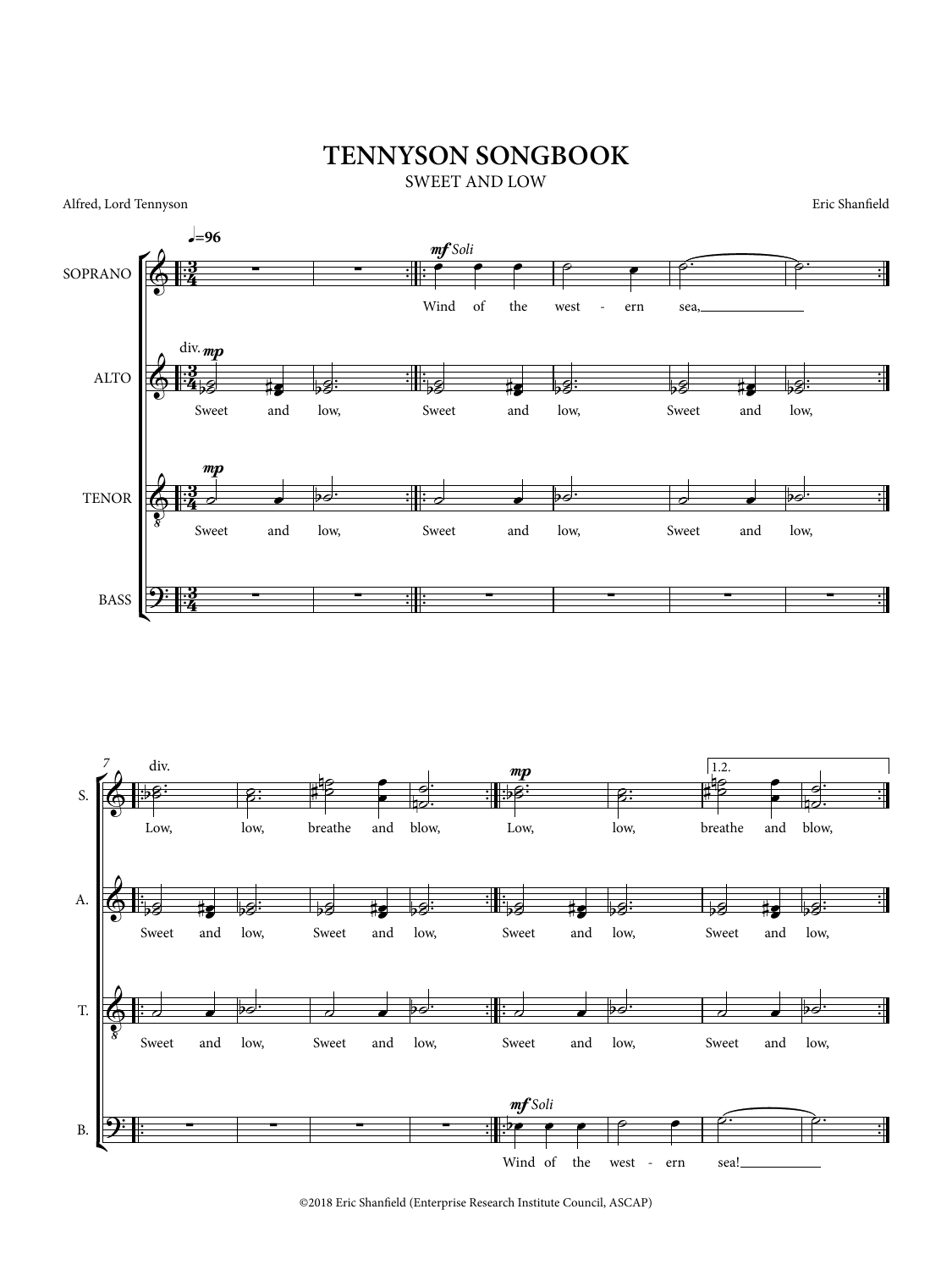# TENNYSON SONGBOOK

## SWEET AND LOW

Alfred, Lord Tennyson

Eric Shanfield

©2018 Eric Shanfield (Enterprise Research Institute Council, ASCAP)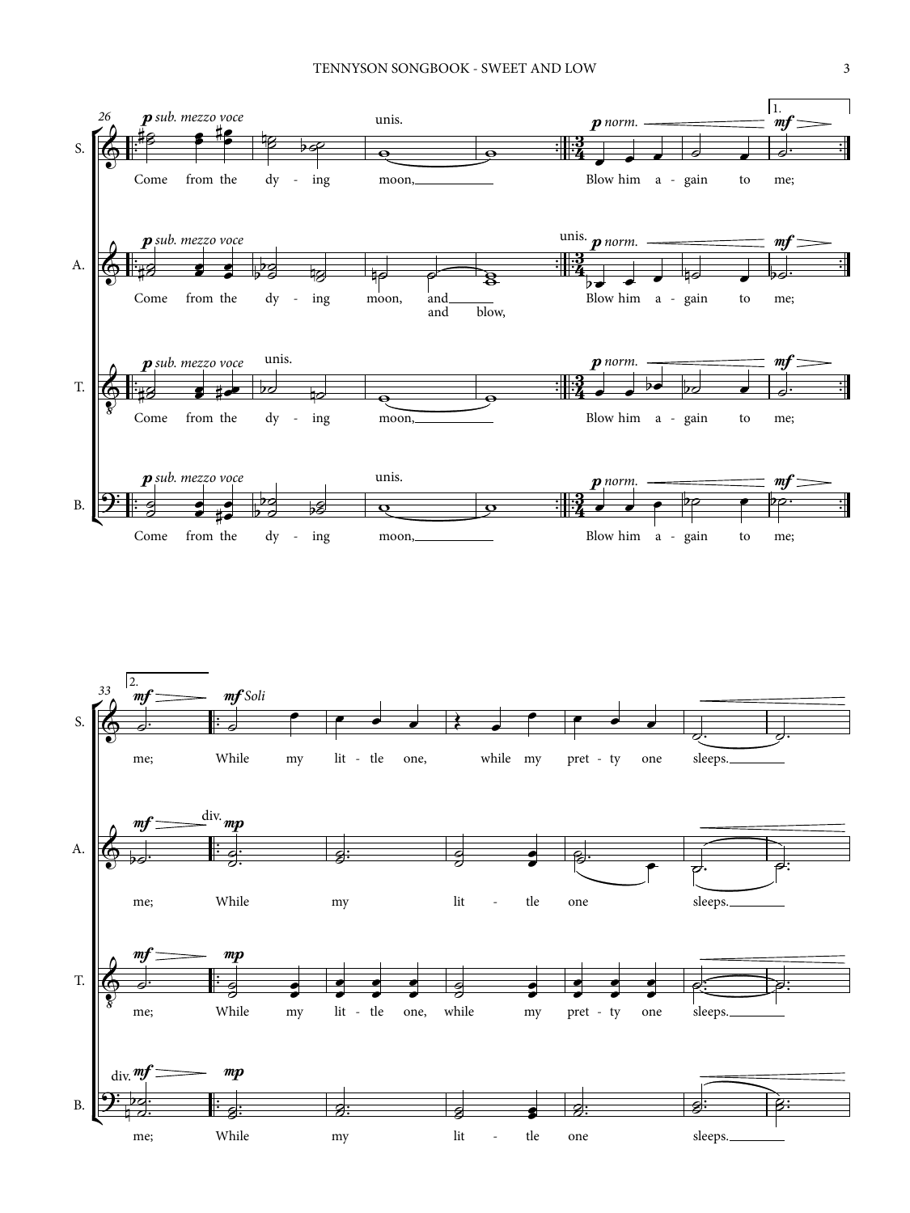**S.** *p sub. mezzo voce* — Come from the dy - ing unis. moon, — *p norm.* Blow him a - gain to *mf* me; [1.]

**A.** *p sub. mezzo voce* — Come from the dy - ing moon, and — and blow, — unis. *p norm.* Blow him a - gain to *mf* me;

**T.** *p sub. mezzo voce* — Come from the unis. dy - ing moon, — *p norm.* Blow him a - gain to *mf* me;

**B.** *p sub. mezzo voce* — Come from the dy - ing unis. moon, — *p norm.* Blow him a - gain to *mf* me;

**S.** [2.] *mf* me; *mf Soli* While my lit - tle one, while my pret - ty one sleeps. —

**A.** *mf* me; div. *mp* While my lit - tle one sleeps. —

**T.** *mf* me; *mp* While my lit - tle one, while my pret - ty one sleeps. —

**B.** div. *mf* me; *mp* While my lit - tle one sleeps. —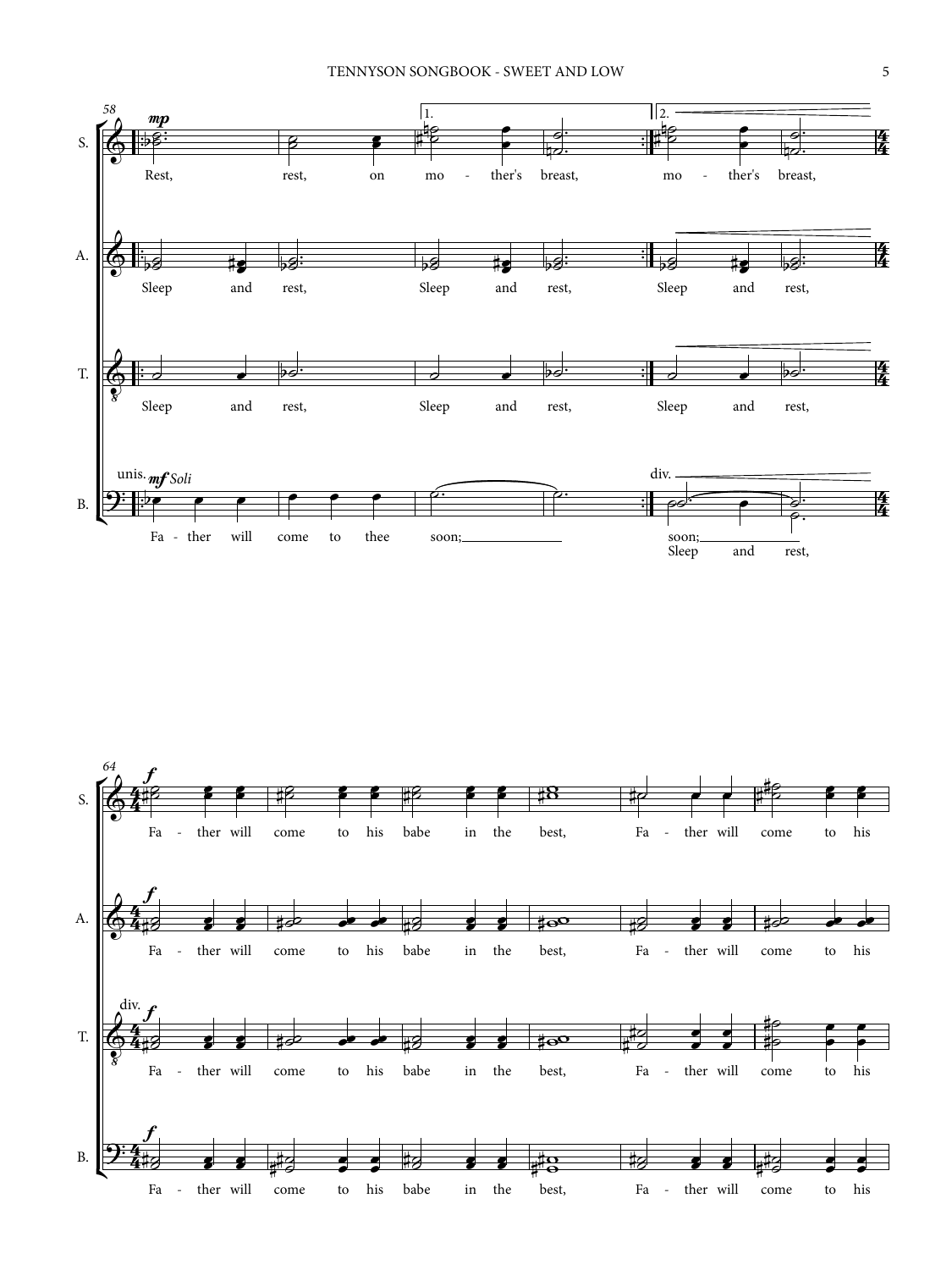58

**S.** *mp* Rest, rest, on mo - ther's breast, mo - ther's breast,

**A.** Sleep and rest, Sleep and rest, Sleep and rest,

**T.** Sleep and rest, Sleep and rest, Sleep and rest,

**B.** unis. *mf Soli* Fa - ther will come to thee soon; soon; div. Sleep and rest,

64

**S.** *f* Fa - ther will come to his babe in the best, Fa - ther will come to his

**A.** *f* Fa - ther will come to his babe in the best, Fa - ther will come to his

**T.** div. *f* Fa - ther will come to his babe in the best, Fa - ther will come to his

**B.** *f* Fa - ther will come to his babe in the best, Fa - ther will come to his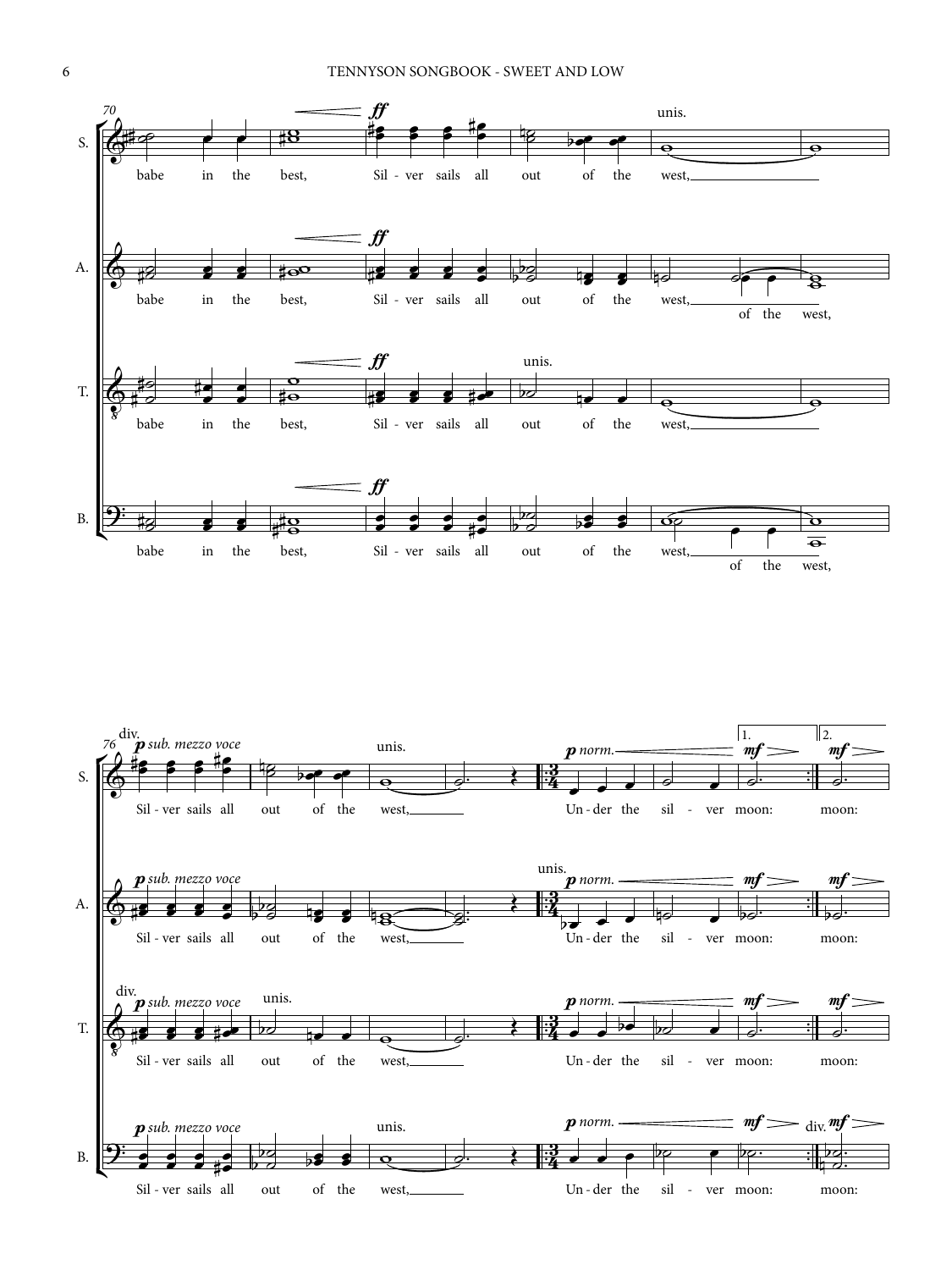**S.** babe in the best, Sil - ver sails all out of the west,

**A.** babe in the best, Sil - ver sails all out of the west, of the west,

**T.** babe in the best, Sil - ver sails all out of the west,

**B.** babe in the best, Sil - ver sails all out of the west, of the west,

**S.** Sil - ver sails all out of the west, Un - der the sil - ver moon: moon:

**A.** Sil - ver sails all out of the west, Un - der the sil - ver moon: moon:

**T.** Sil - ver sails all out of the west, Un - der the sil - ver moon: moon:

**B.** Sil - ver sails all out of the west, Un - der the sil - ver moon: moon: